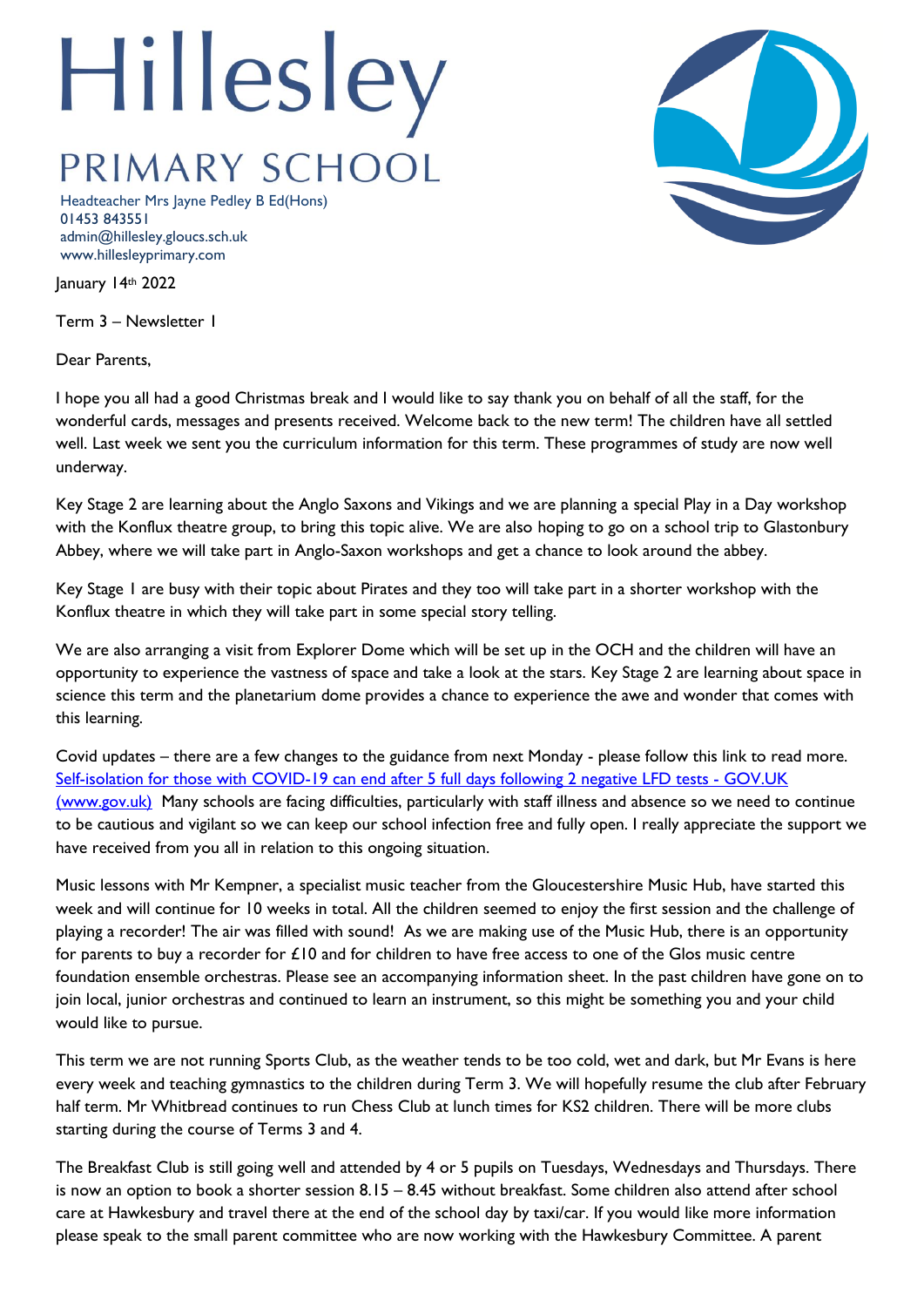# Hillesley

## PRIMARY SCHOOL

Headteacher Mrs Jayne Pedley B Ed(Hons)
01453 843551
admin@hillesley.gloucs.sch.uk
www.hillesleyprimary.com

January 14th 2022

Term 3 – Newsletter 1

Dear Parents,

I hope you all had a good Christmas break and I would like to say thank you on behalf of all the staff, for the wonderful cards, messages and presents received. Welcome back to the new term! The children have all settled well. Last week we sent you the curriculum information for this term. These programmes of study are now well underway.

Key Stage 2 are learning about the Anglo Saxons and Vikings and we are planning a special Play in a Day workshop with the Konflux theatre group, to bring this topic alive. We are also hoping to go on a school trip to Glastonbury Abbey, where we will take part in Anglo-Saxon workshops and get a chance to look around the abbey.

Key Stage 1 are busy with their topic about Pirates and they too will take part in a shorter workshop with the Konflux theatre in which they will take part in some special story telling.

We are also arranging a visit from Explorer Dome which will be set up in the OCH and the children will have an opportunity to experience the vastness of space and take a look at the stars. Key Stage 2 are learning about space in science this term and the planetarium dome provides a chance to experience the awe and wonder that comes with this learning.

Covid updates – there are a few changes to the guidance from next Monday - please follow this link to read more. Self-isolation for those with COVID-19 can end after 5 full days following 2 negative LFD tests - GOV.UK (www.gov.uk) Many schools are facing difficulties, particularly with staff illness and absence so we need to continue to be cautious and vigilant so we can keep our school infection free and fully open. I really appreciate the support we have received from you all in relation to this ongoing situation.

Music lessons with Mr Kempner, a specialist music teacher from the Gloucestershire Music Hub, have started this week and will continue for 10 weeks in total. All the children seemed to enjoy the first session and the challenge of playing a recorder! The air was filled with sound! As we are making use of the Music Hub, there is an opportunity for parents to buy a recorder for £10 and for children to have free access to one of the Glos music centre foundation ensemble orchestras. Please see an accompanying information sheet. In the past children have gone on to join local, junior orchestras and continued to learn an instrument, so this might be something you and your child would like to pursue.

This term we are not running Sports Club, as the weather tends to be too cold, wet and dark, but Mr Evans is here every week and teaching gymnastics to the children during Term 3. We will hopefully resume the club after February half term. Mr Whitbread continues to run Chess Club at lunch times for KS2 children. There will be more clubs starting during the course of Terms 3 and 4.

The Breakfast Club is still going well and attended by 4 or 5 pupils on Tuesdays, Wednesdays and Thursdays. There is now an option to book a shorter session 8.15 – 8.45 without breakfast. Some children also attend after school care at Hawkesbury and travel there at the end of the school day by taxi/car. If you would like more information please speak to the small parent committee who are now working with the Hawkesbury Committee. A parent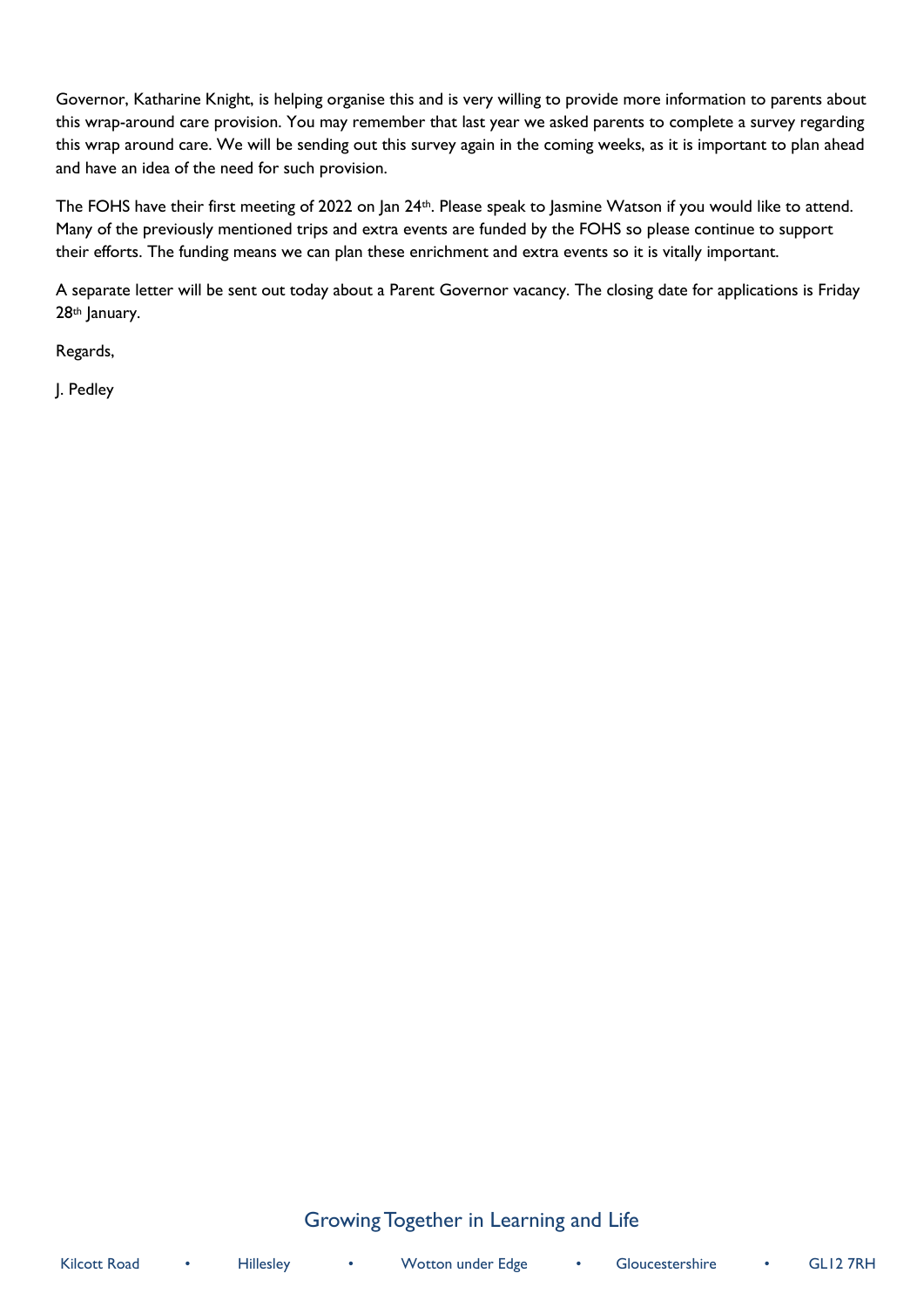Governor, Katharine Knight, is helping organise this and is very willing to provide more information to parents about this wrap-around care provision. You may remember that last year we asked parents to complete a survey regarding this wrap around care. We will be sending out this survey again in the coming weeks, as it is important to plan ahead and have an idea of the need for such provision.

The FOHS have their first meeting of 2022 on Jan 24th. Please speak to Jasmine Watson if you would like to attend. Many of the previously mentioned trips and extra events are funded by the FOHS so please continue to support their efforts. The funding means we can plan these enrichment and extra events so it is vitally important.

A separate letter will be sent out today about a Parent Governor vacancy. The closing date for applications is Friday 28th January.

Regards,

J. Pedley

Growing Together in Learning and Life

Kilcott Road • Hillesley • Wotton under Edge • Gloucestershire • GL12 7RH